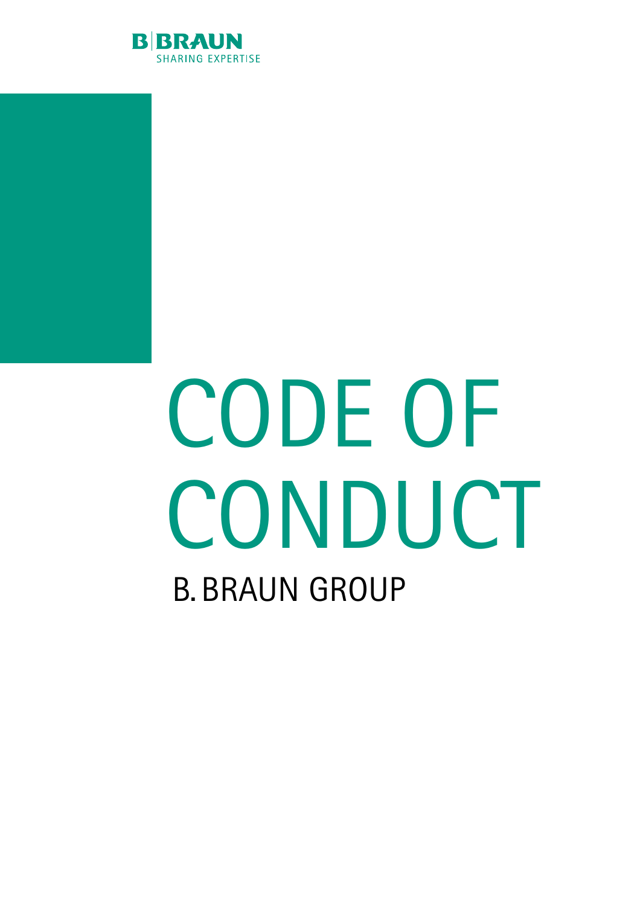B|BRAUN
SHARING EXPERTISE

# CODE OF CONDUCT

## B. BRAUN GROUP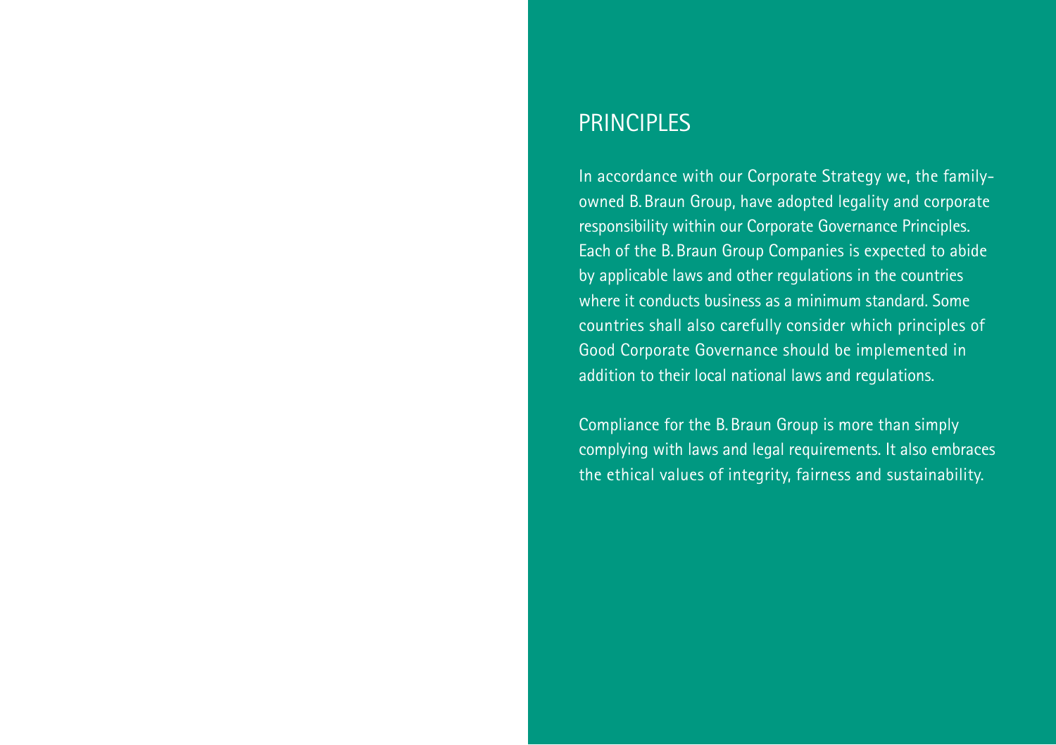# PRINCIPLES

In accordance with our Corporate Strategy we, the family-owned B. Braun Group, have adopted legality and corporate responsibility within our Corporate Governance Principles. Each of the B. Braun Group Companies is expected to abide by applicable laws and other regulations in the countries where it conducts business as a minimum standard. Some countries shall also carefully consider which principles of Good Corporate Governance should be implemented in addition to their local national laws and regulations.

Compliance for the B. Braun Group is more than simply complying with laws and legal requirements. It also embraces the ethical values of integrity, fairness and sustainability.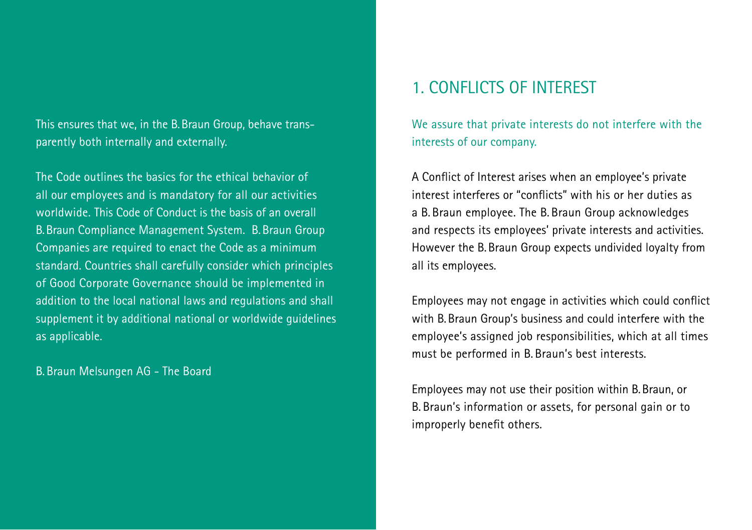This ensures that we, in the B. Braun Group, behave transparently both internally and externally.

The Code outlines the basics for the ethical behavior of all our employees and is mandatory for all our activities worldwide. This Code of Conduct is the basis of an overall B. Braun Compliance Management System. B. Braun Group Companies are required to enact the Code as a minimum standard. Countries shall carefully consider which principles of Good Corporate Governance should be implemented in addition to the local national laws and regulations and shall supplement it by additional national or worldwide guidelines as applicable.

B. Braun Melsungen AG - The Board

## 1. CONFLICTS OF INTEREST

We assure that private interests do not interfere with the interests of our company.

A Conflict of Interest arises when an employee's private interest interferes or "conflicts" with his or her duties as a B. Braun employee. The B. Braun Group acknowledges and respects its employees' private interests and activities. However the B. Braun Group expects undivided loyalty from all its employees.

Employees may not engage in activities which could conflict with B. Braun Group's business and could interfere with the employee's assigned job responsibilities, which at all times must be performed in B. Braun's best interests.

Employees may not use their position within B. Braun, or B. Braun's information or assets, for personal gain or to improperly benefit others.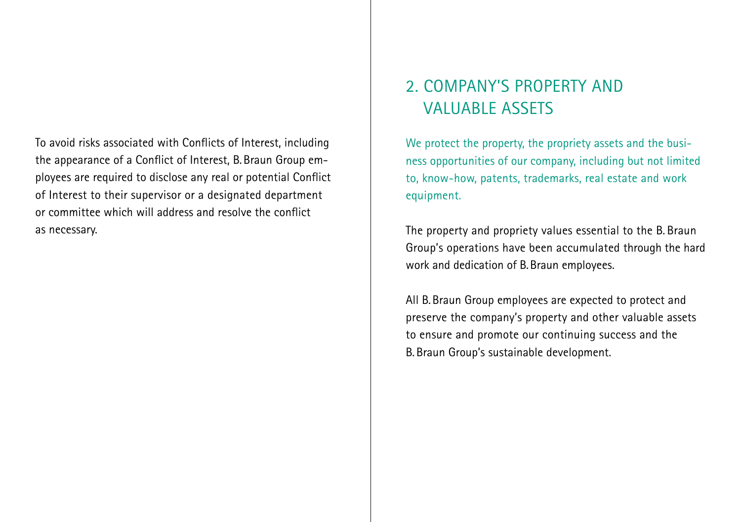To avoid risks associated with Conflicts of Interest, including the appearance of a Conflict of Interest, B. Braun Group employees are required to disclose any real or potential Conflict of Interest to their supervisor or a designated department or committee which will address and resolve the conflict as necessary.

## 2. COMPANY'S PROPERTY AND VALUABLE ASSETS

We protect the property, the propriety assets and the business opportunities of our company, including but not limited to, know-how, patents, trademarks, real estate and work equipment.

The property and propriety values essential to the B. Braun Group's operations have been accumulated through the hard work and dedication of B. Braun employees.

All B. Braun Group employees are expected to protect and preserve the company's property and other valuable assets to ensure and promote our continuing success and the B. Braun Group's sustainable development.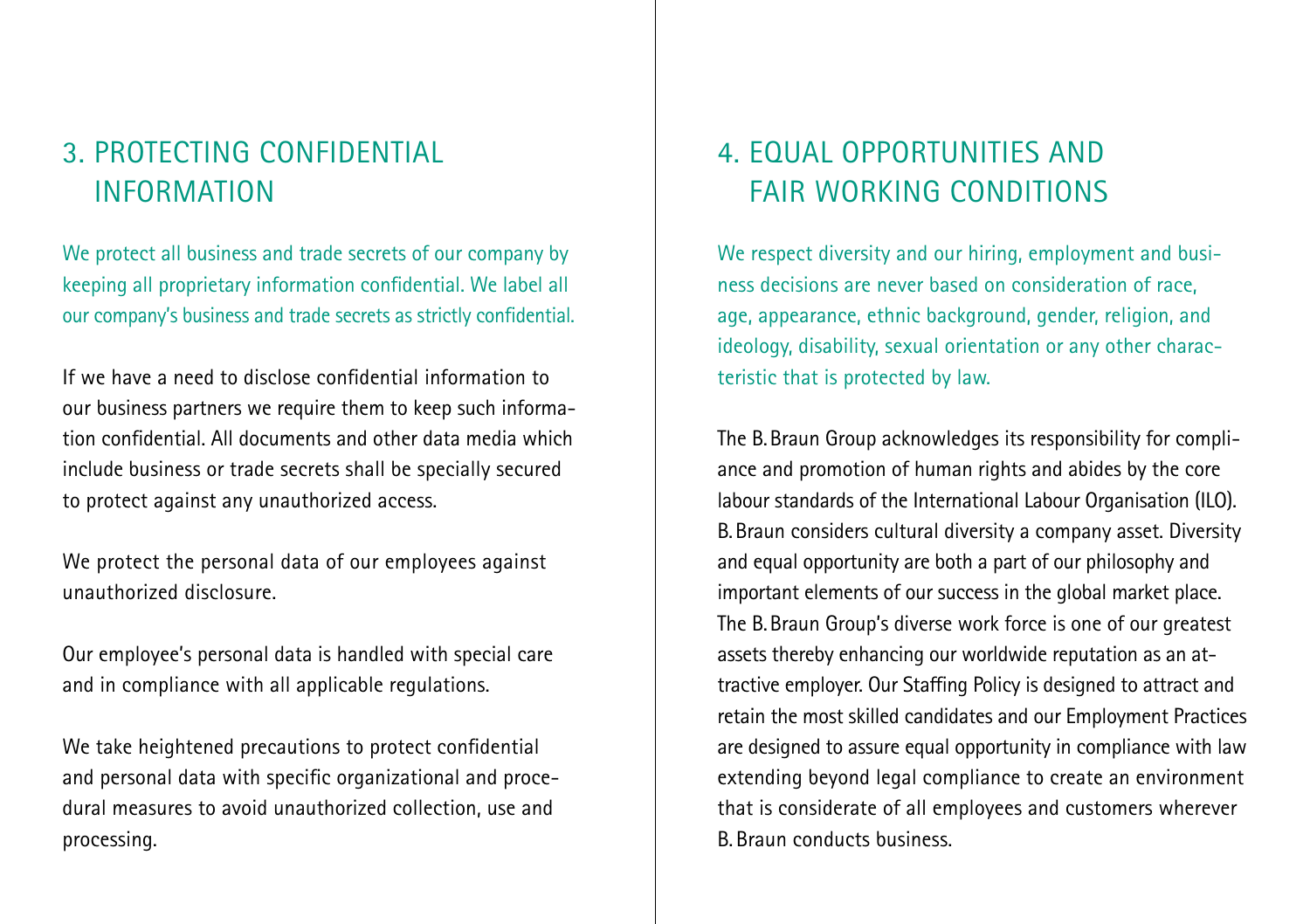## 3. PROTECTING CONFIDENTIAL INFORMATION

We protect all business and trade secrets of our company by keeping all proprietary information confidential. We label all our company's business and trade secrets as strictly confidential.

If we have a need to disclose confidential information to our business partners we require them to keep such information confidential. All documents and other data media which include business or trade secrets shall be specially secured to protect against any unauthorized access.

We protect the personal data of our employees against unauthorized disclosure.

Our employee's personal data is handled with special care and in compliance with all applicable regulations.

We take heightened precautions to protect confidential and personal data with specific organizational and procedural measures to avoid unauthorized collection, use and processing.

## 4. EQUAL OPPORTUNITIES AND FAIR WORKING CONDITIONS

We respect diversity and our hiring, employment and business decisions are never based on consideration of race, age, appearance, ethnic background, gender, religion, and ideology, disability, sexual orientation or any other characteristic that is protected by law.

The B. Braun Group acknowledges its responsibility for compliance and promotion of human rights and abides by the core labour standards of the International Labour Organisation (ILO). B. Braun considers cultural diversity a company asset. Diversity and equal opportunity are both a part of our philosophy and important elements of our success in the global market place. The B. Braun Group's diverse work force is one of our greatest assets thereby enhancing our worldwide reputation as an attractive employer. Our Staffing Policy is designed to attract and retain the most skilled candidates and our Employment Practices are designed to assure equal opportunity in compliance with law extending beyond legal compliance to create an environment that is considerate of all employees and customers wherever B. Braun conducts business.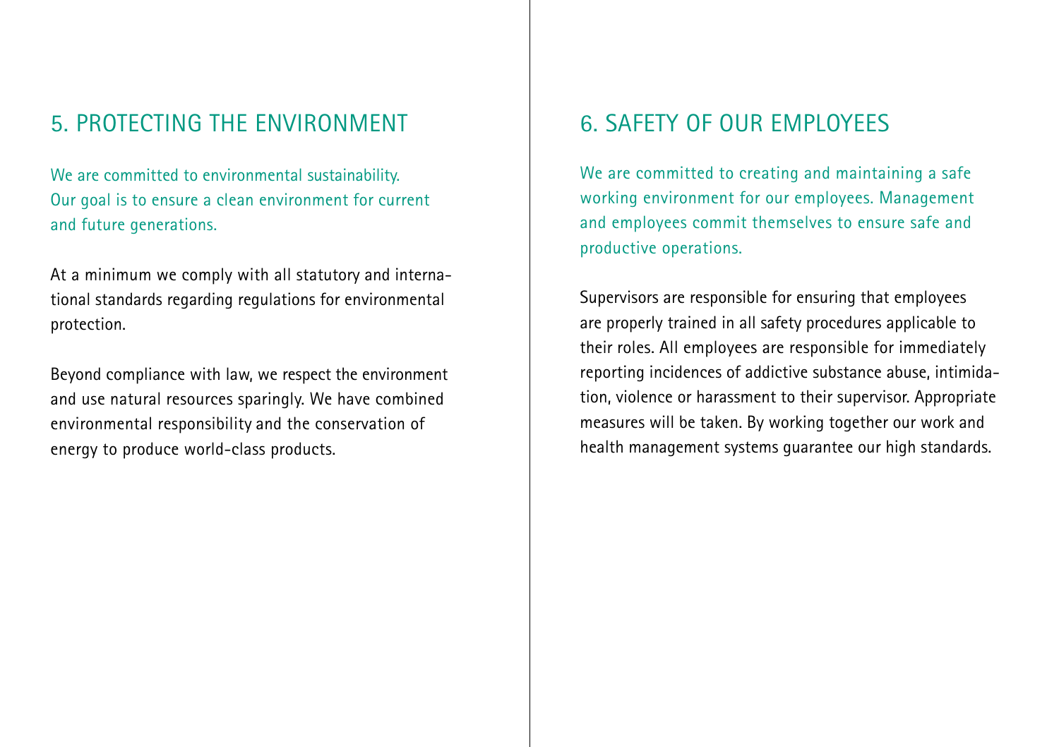## 5. PROTECTING THE ENVIRONMENT

We are committed to environmental sustainability. Our goal is to ensure a clean environment for current and future generations.

At a minimum we comply with all statutory and international standards regarding regulations for environmental protection.

Beyond compliance with law, we respect the environment and use natural resources sparingly. We have combined environmental responsibility and the conservation of energy to produce world-class products.

## 6. SAFETY OF OUR EMPLOYEES

We are committed to creating and maintaining a safe working environment for our employees. Management and employees commit themselves to ensure safe and productive operations.

Supervisors are responsible for ensuring that employees are properly trained in all safety procedures applicable to their roles. All employees are responsible for immediately reporting incidences of addictive substance abuse, intimidation, violence or harassment to their supervisor. Appropriate measures will be taken. By working together our work and health management systems guarantee our high standards.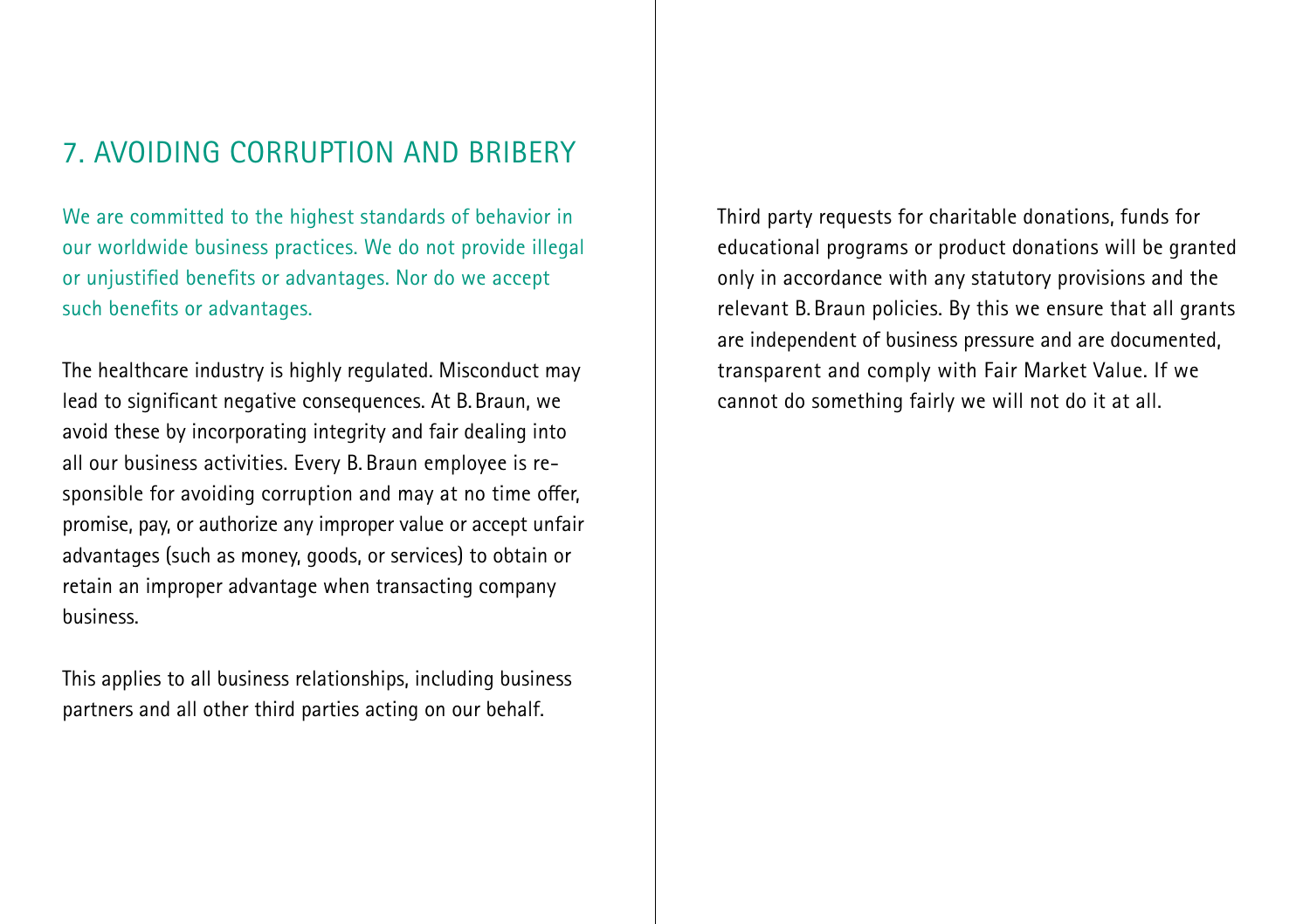## 7. AVOIDING CORRUPTION AND BRIBERY

We are committed to the highest standards of behavior in our worldwide business practices. We do not provide illegal or unjustified benefits or advantages. Nor do we accept such benefits or advantages.

The healthcare industry is highly regulated. Misconduct may lead to significant negative consequences. At B. Braun, we avoid these by incorporating integrity and fair dealing into all our business activities. Every B. Braun employee is responsible for avoiding corruption and may at no time offer, promise, pay, or authorize any improper value or accept unfair advantages (such as money, goods, or services) to obtain or retain an improper advantage when transacting company business.

This applies to all business relationships, including business partners and all other third parties acting on our behalf.

Third party requests for charitable donations, funds for educational programs or product donations will be granted only in accordance with any statutory provisions and the relevant B. Braun policies. By this we ensure that all grants are independent of business pressure and are documented, transparent and comply with Fair Market Value. If we cannot do something fairly we will not do it at all.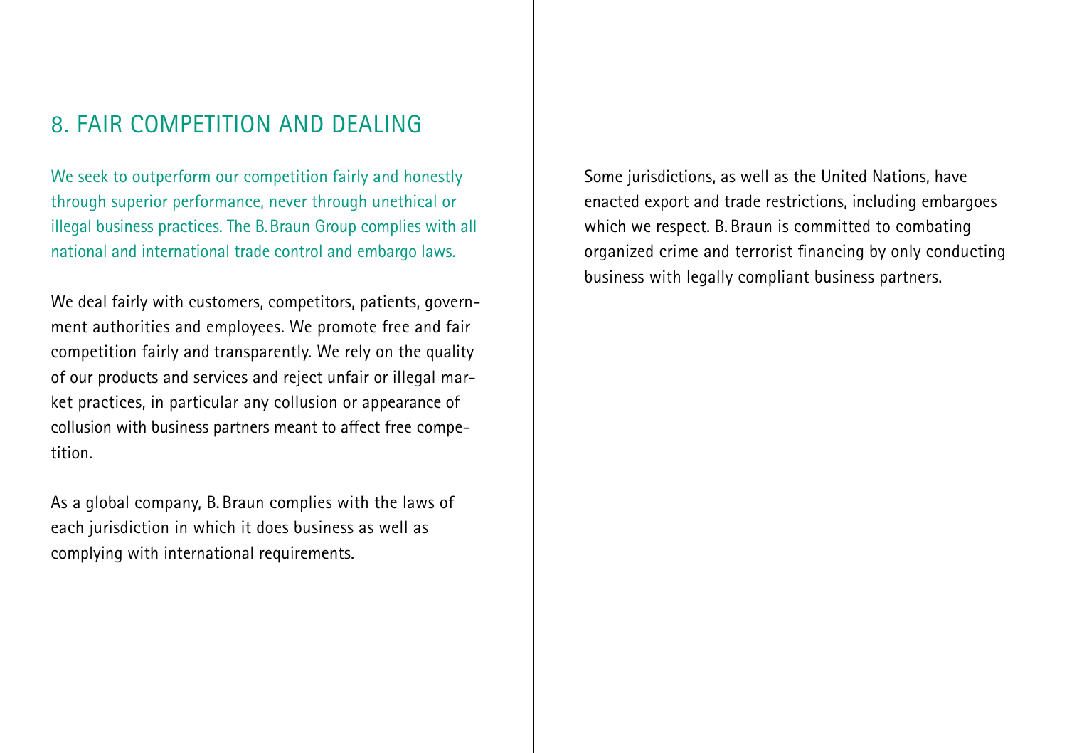## 8. FAIR COMPETITION AND DEALING

We seek to outperform our competition fairly and honestly through superior performance, never through unethical or illegal business practices. The B. Braun Group complies with all national and international trade control and embargo laws.

We deal fairly with customers, competitors, patients, government authorities and employees. We promote free and fair competition fairly and transparently. We rely on the quality of our products and services and reject unfair or illegal market practices, in particular any collusion or appearance of collusion with business partners meant to affect free competition.

As a global company, B. Braun complies with the laws of each jurisdiction in which it does business as well as complying with international requirements.

Some jurisdictions, as well as the United Nations, have enacted export and trade restrictions, including embargoes which we respect. B. Braun is committed to combating organized crime and terrorist financing by only conducting business with legally compliant business partners.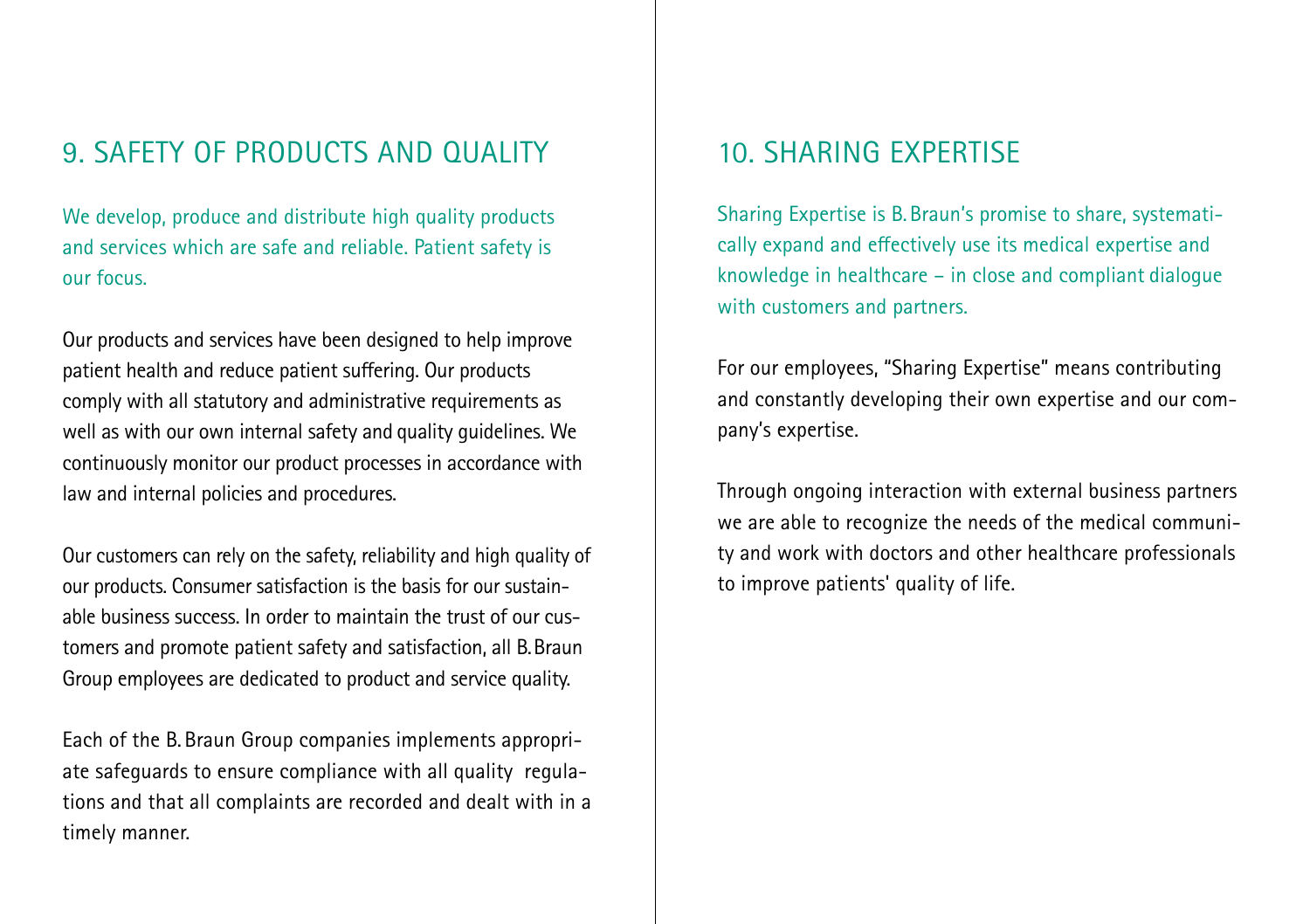## 9. SAFETY OF PRODUCTS AND QUALITY

We develop, produce and distribute high quality products and services which are safe and reliable. Patient safety is our focus.

Our products and services have been designed to help improve patient health and reduce patient suffering. Our products comply with all statutory and administrative requirements as well as with our own internal safety and quality guidelines. We continuously monitor our product processes in accordance with law and internal policies and procedures.

Our customers can rely on the safety, reliability and high quality of our products. Consumer satisfaction is the basis for our sustainable business success. In order to maintain the trust of our customers and promote patient safety and satisfaction, all B. Braun Group employees are dedicated to product and service quality.

Each of the B. Braun Group companies implements appropriate safeguards to ensure compliance with all quality regulations and that all complaints are recorded and dealt with in a timely manner.

## 10. SHARING EXPERTISE

Sharing Expertise is B. Braun's promise to share, systematically expand and effectively use its medical expertise and knowledge in healthcare – in close and compliant dialogue with customers and partners.

For our employees, "Sharing Expertise" means contributing and constantly developing their own expertise and our company's expertise.

Through ongoing interaction with external business partners we are able to recognize the needs of the medical community and work with doctors and other healthcare professionals to improve patients' quality of life.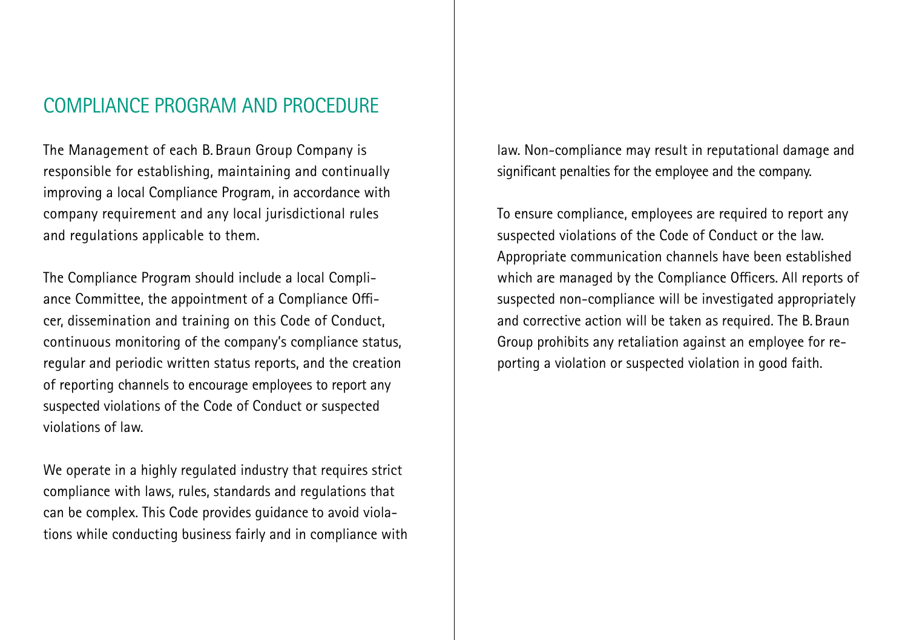## COMPLIANCE PROGRAM AND PROCEDURE

The Management of each B. Braun Group Company is responsible for establishing, maintaining and continually improving a local Compliance Program, in accordance with company requirement and any local jurisdictional rules and regulations applicable to them.

The Compliance Program should include a local Compliance Committee, the appointment of a Compliance Officer, dissemination and training on this Code of Conduct, continuous monitoring of the company's compliance status, regular and periodic written status reports, and the creation of reporting channels to encourage employees to report any suspected violations of the Code of Conduct or suspected violations of law.

We operate in a highly regulated industry that requires strict compliance with laws, rules, standards and regulations that can be complex. This Code provides guidance to avoid violations while conducting business fairly and in compliance with law. Non-compliance may result in reputational damage and significant penalties for the employee and the company.

To ensure compliance, employees are required to report any suspected violations of the Code of Conduct or the law. Appropriate communication channels have been established which are managed by the Compliance Officers. All reports of suspected non-compliance will be investigated appropriately and corrective action will be taken as required. The B. Braun Group prohibits any retaliation against an employee for reporting a violation or suspected violation in good faith.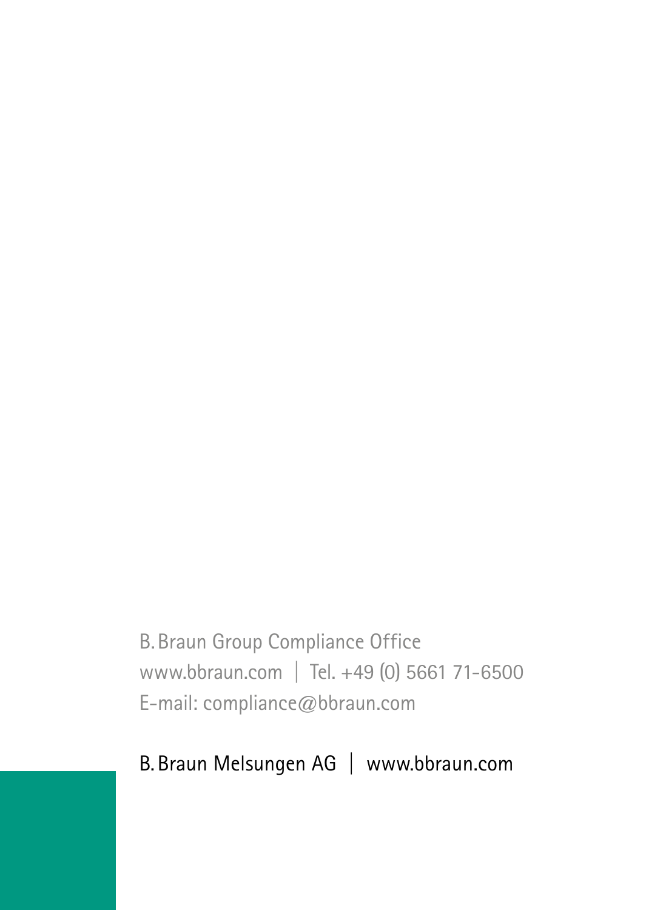B. Braun Group Compliance Office
www.bbraun.com | Tel. +49 (0) 5661 71-6500
E-mail: compliance@bbraun.com

B. Braun Melsungen AG | www.bbraun.com